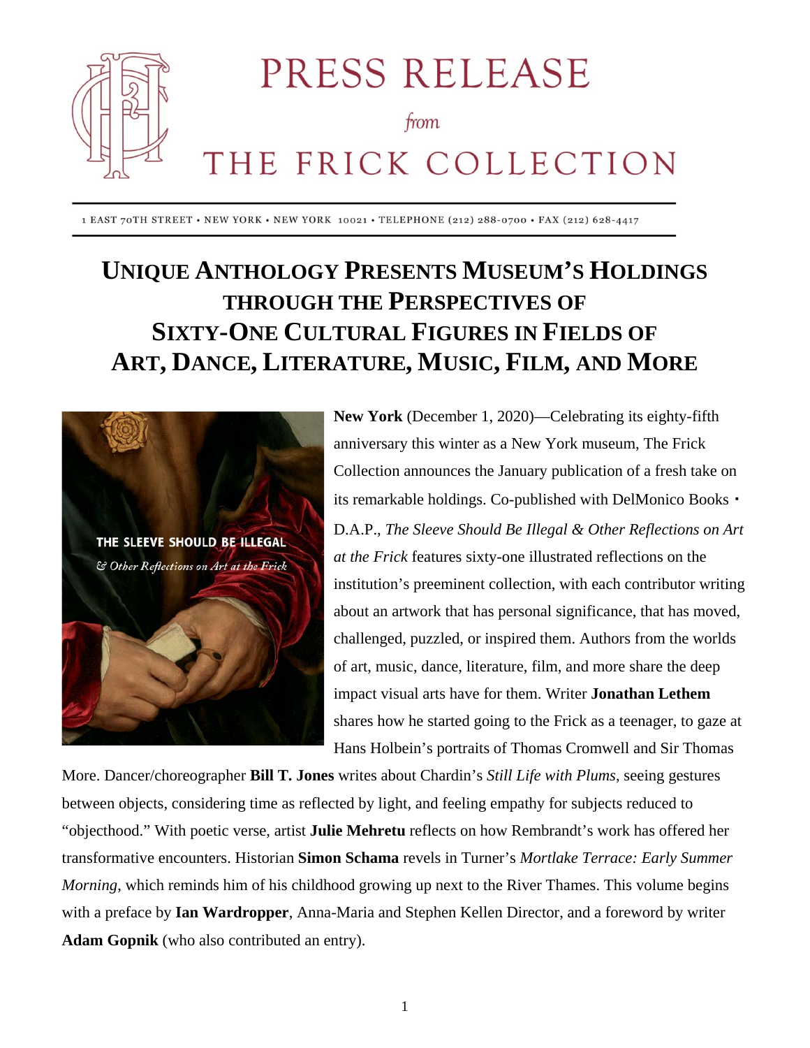# PRESS RELEASE

*from*

# THE FRICK COLLECTION

1 EAST 70TH STREET • NEW YORK • NEW YORK 10021 • TELEPHONE (212) 288-0700 • FAX (212) 628-4417

## UNIQUE ANTHOLOGY PRESENTS MUSEUM'S HOLDINGS THROUGH THE PERSPECTIVES OF SIXTY-ONE CULTURAL FIGURES IN FIELDS OF ART, DANCE, LITERATURE, MUSIC, FILM, AND MORE

**New York** (December 1, 2020)—Celebrating its eighty-fifth anniversary this winter as a New York museum, The Frick Collection announces the January publication of a fresh take on its remarkable holdings. Co-published with DelMonico Books・D.A.P., *The Sleeve Should Be Illegal & Other Reflections on Art at the Frick* features sixty-one illustrated reflections on the institution's preeminent collection, with each contributor writing about an artwork that has personal significance, that has moved, challenged, puzzled, or inspired them. Authors from the worlds of art, music, dance, literature, film, and more share the deep impact visual arts have for them. Writer **Jonathan Lethem** shares how he started going to the Frick as a teenager, to gaze at Hans Holbein's portraits of Thomas Cromwell and Sir Thomas More. Dancer/choreographer **Bill T. Jones** writes about Chardin's *Still Life with Plums*, seeing gestures between objects, considering time as reflected by light, and feeling empathy for subjects reduced to "objecthood." With poetic verse, artist **Julie Mehretu** reflects on how Rembrandt's work has offered her transformative encounters. Historian **Simon Schama** revels in Turner's *Mortlake Terrace: Early Summer Morning*, which reminds him of his childhood growing up next to the River Thames. This volume begins with a preface by **Ian Wardropper**, Anna-Maria and Stephen Kellen Director, and a foreword by writer **Adam Gopnik** (who also contributed an entry).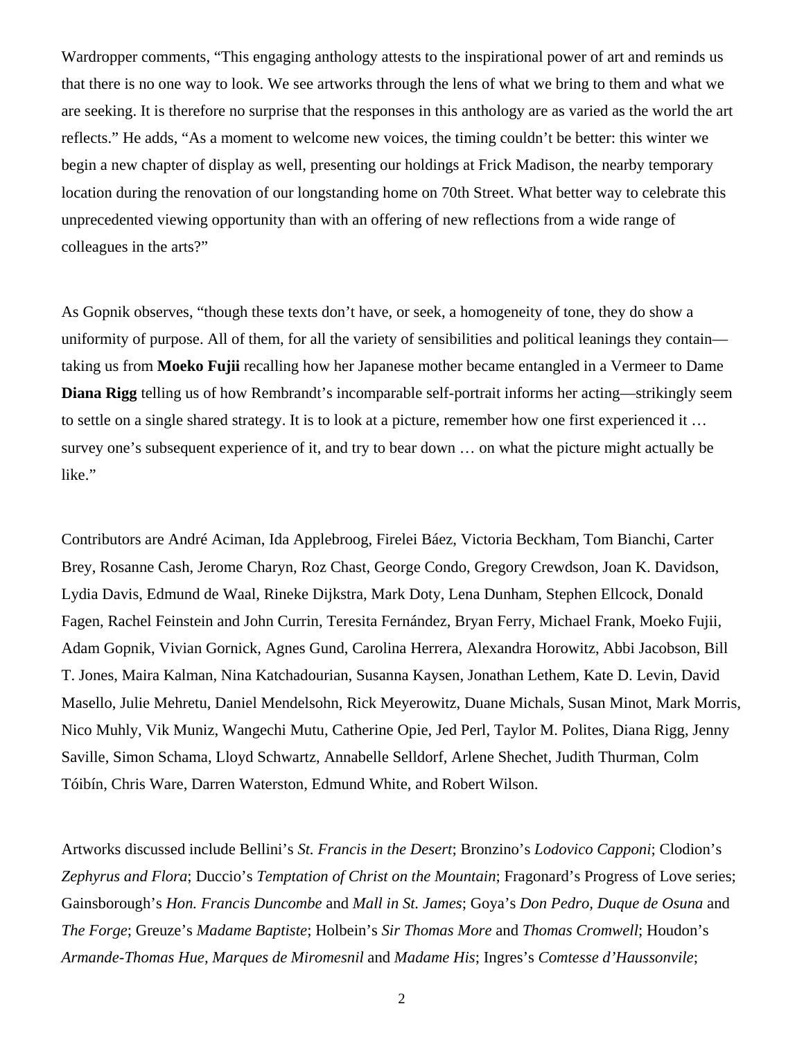Wardropper comments, "This engaging anthology attests to the inspirational power of art and reminds us that there is no one way to look. We see artworks through the lens of what we bring to them and what we are seeking. It is therefore no surprise that the responses in this anthology are as varied as the world the art reflects." He adds, "As a moment to welcome new voices, the timing couldn't be better: this winter we begin a new chapter of display as well, presenting our holdings at Frick Madison, the nearby temporary location during the renovation of our longstanding home on 70th Street. What better way to celebrate this unprecedented viewing opportunity than with an offering of new reflections from a wide range of colleagues in the arts?"

As Gopnik observes, "though these texts don't have, or seek, a homogeneity of tone, they do show a uniformity of purpose. All of them, for all the variety of sensibilities and political leanings they contain—taking us from **Moeko Fujii** recalling how her Japanese mother became entangled in a Vermeer to Dame **Diana Rigg** telling us of how Rembrandt's incomparable self-portrait informs her acting—strikingly seem to settle on a single shared strategy. It is to look at a picture, remember how one first experienced it … survey one's subsequent experience of it, and try to bear down … on what the picture might actually be like."

Contributors are André Aciman, Ida Applebroog, Firelei Báez, Victoria Beckham, Tom Bianchi, Carter Brey, Rosanne Cash, Jerome Charyn, Roz Chast, George Condo, Gregory Crewdson, Joan K. Davidson, Lydia Davis, Edmund de Waal, Rineke Dijkstra, Mark Doty, Lena Dunham, Stephen Ellcock, Donald Fagen, Rachel Feinstein and John Currin, Teresita Fernández, Bryan Ferry, Michael Frank, Moeko Fujii, Adam Gopnik, Vivian Gornick, Agnes Gund, Carolina Herrera, Alexandra Horowitz, Abbi Jacobson, Bill T. Jones, Maira Kalman, Nina Katchadourian, Susanna Kaysen, Jonathan Lethem, Kate D. Levin, David Masello, Julie Mehretu, Daniel Mendelsohn, Rick Meyerowitz, Duane Michals, Susan Minot, Mark Morris, Nico Muhly, Vik Muniz, Wangechi Mutu, Catherine Opie, Jed Perl, Taylor M. Polites, Diana Rigg, Jenny Saville, Simon Schama, Lloyd Schwartz, Annabelle Selldorf, Arlene Shechet, Judith Thurman, Colm Tóibín, Chris Ware, Darren Waterston, Edmund White, and Robert Wilson.

Artworks discussed include Bellini's *St. Francis in the Desert*; Bronzino's *Lodovico Capponi*; Clodion's *Zephyrus and Flora*; Duccio's *Temptation of Christ on the Mountain*; Fragonard's Progress of Love series; Gainsborough's *Hon. Francis Duncombe* and *Mall in St. James*; Goya's *Don Pedro, Duque de Osuna* and *The Forge*; Greuze's *Madame Baptiste*; Holbein's *Sir Thomas More* and *Thomas Cromwell*; Houdon's *Armande-Thomas Hue, Marques de Miromesnil* and *Madame His*; Ingres's *Comtesse d'Haussonvile*;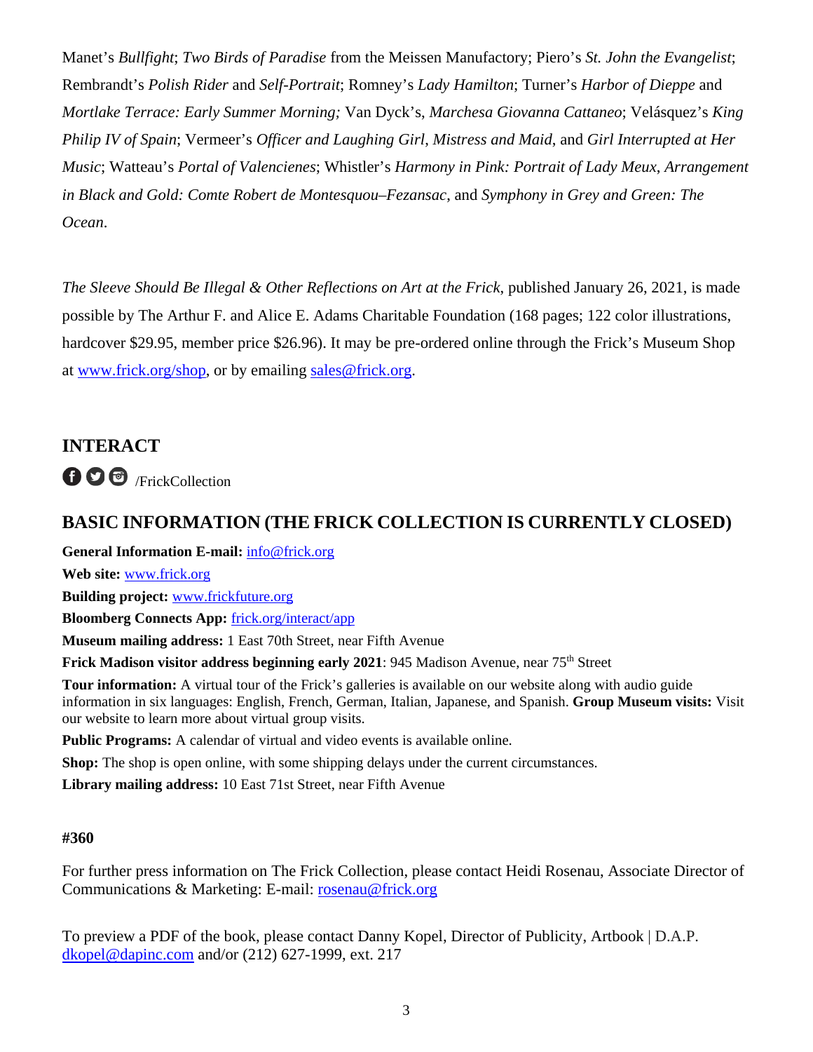Manet's *Bullfight*; *Two Birds of Paradise* from the Meissen Manufactory; Piero's *St. John the Evangelist*; Rembrandt's *Polish Rider* and *Self-Portrait*; Romney's *Lady Hamilton*; Turner's *Harbor of Dieppe* and *Mortlake Terrace: Early Summer Morning;* Van Dyck's, *Marchesa Giovanna Cattaneo*; Velásquez's *King Philip IV of Spain*; Vermeer's *Officer and Laughing Girl*, *Mistress and Maid*, and *Girl Interrupted at Her Music*; Watteau's *Portal of Valenciennes*; Whistler's *Harmony in Pink: Portrait of Lady Meux*, *Arrangement in Black and Gold: Comte Robert de Montesquou–Fezansac*, and *Symphony in Grey and Green: The Ocean*.

*The Sleeve Should Be Illegal & Other Reflections on Art at the Frick*, published January 26, 2021, is made possible by The Arthur F. and Alice E. Adams Charitable Foundation (168 pages; 122 color illustrations, hardcover $29.95, member price $26.96). It may be pre-ordered online through the Frick's Museum Shop at www.frick.org/shop, or by emailing sales@frick.org.

## INTERACT

/FrickCollection

## BASIC INFORMATION (THE FRICK COLLECTION IS CURRENTLY CLOSED)

**General Information E-mail:** info@frick.org

**Web site:** www.frick.org

**Building project:** www.frickfuture.org

**Bloomberg Connects App:** frick.org/interact/app

**Museum mailing address:** 1 East 70th Street, near Fifth Avenue

**Frick Madison visitor address beginning early 2021**: 945 Madison Avenue, near 75th Street

**Tour information:** A virtual tour of the Frick's galleries is available on our website along with audio guide information in six languages: English, French, German, Italian, Japanese, and Spanish. **Group Museum visits:** Visit our website to learn more about virtual group visits.

**Public Programs:** A calendar of virtual and video events is available online.

**Shop:** The shop is open online, with some shipping delays under the current circumstances.

**Library mailing address:** 10 East 71st Street, near Fifth Avenue

**#360**

For further press information on The Frick Collection, please contact Heidi Rosenau, Associate Director of Communications & Marketing: E-mail: rosenau@frick.org

To preview a PDF of the book, please contact Danny Kopel, Director of Publicity, Artbook | D.A.P. dkopel@dapinc.com and/or (212) 627-1999, ext. 217